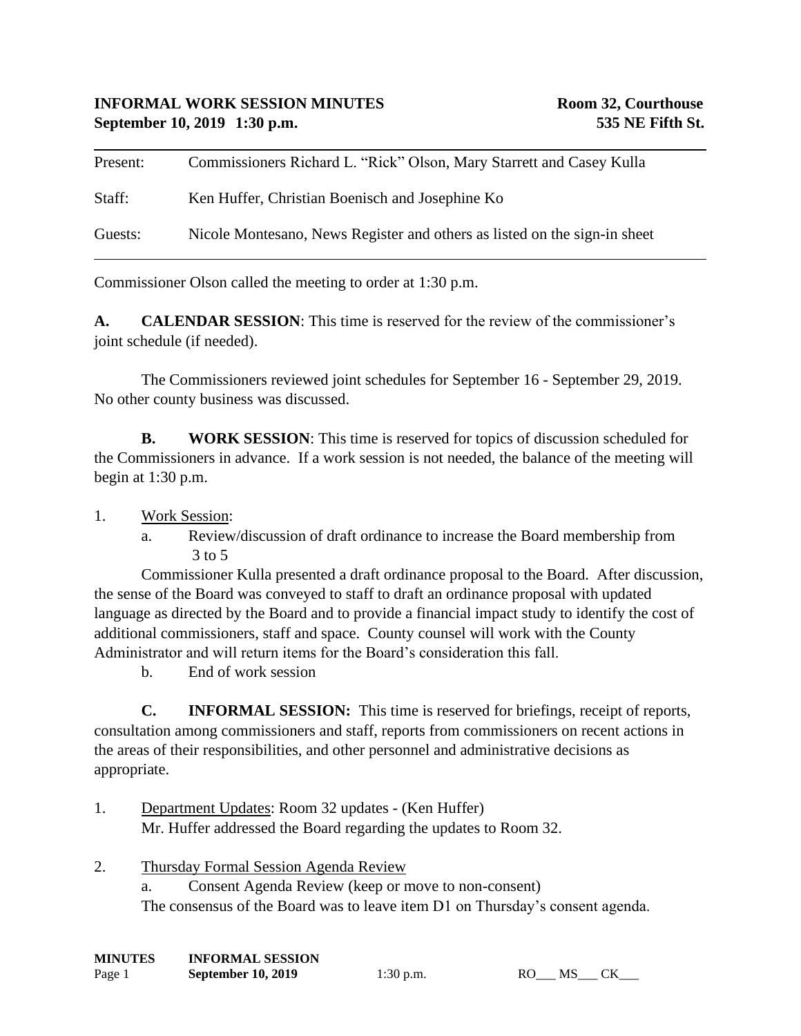**INFORMAL WORK SESSION MINUTES** — **Room 32, Courthouse**
**September 10, 2019 1:30 p.m.** — **535 NE Fifth St.**

---

| | |
|---|---|
| Present: | Commissioners Richard L. "Rick" Olson, Mary Starrett and Casey Kulla |
| Staff: | Ken Huffer, Christian Boenisch and Josephine Ko |
| Guests: | Nicole Montesano, News Register and others as listed on the sign-in sheet |

---

Commissioner Olson called the meeting to order at 1:30 p.m.

**A. CALENDAR SESSION**: This time is reserved for the review of the commissioner's joint schedule (if needed).

The Commissioners reviewed joint schedules for September 16 - September 29, 2019. No other county business was discussed.

**B. WORK SESSION**: This time is reserved for topics of discussion scheduled for the Commissioners in advance. If a work session is not needed, the balance of the meeting will begin at 1:30 p.m.

1. Work Session:
   a. Review/discussion of draft ordinance to increase the Board membership from 3 to 5

   Commissioner Kulla presented a draft ordinance proposal to the Board. After discussion, the sense of the Board was conveyed to staff to draft an ordinance proposal with updated language as directed by the Board and to provide a financial impact study to identify the cost of additional commissioners, staff and space. County counsel will work with the County Administrator and will return items for the Board's consideration this fall.

   b. End of work session

**C. INFORMAL SESSION:** This time is reserved for briefings, receipt of reports, consultation among commissioners and staff, reports from commissioners on recent actions in the areas of their responsibilities, and other personnel and administrative decisions as appropriate.

1. Department Updates: Room 32 updates - (Ken Huffer)
   Mr. Huffer addressed the Board regarding the updates to Room 32.

2. Thursday Formal Session Agenda Review
   a. Consent Agenda Review (keep or move to non-consent)
   The consensus of the Board was to leave item D1 on Thursday's consent agenda.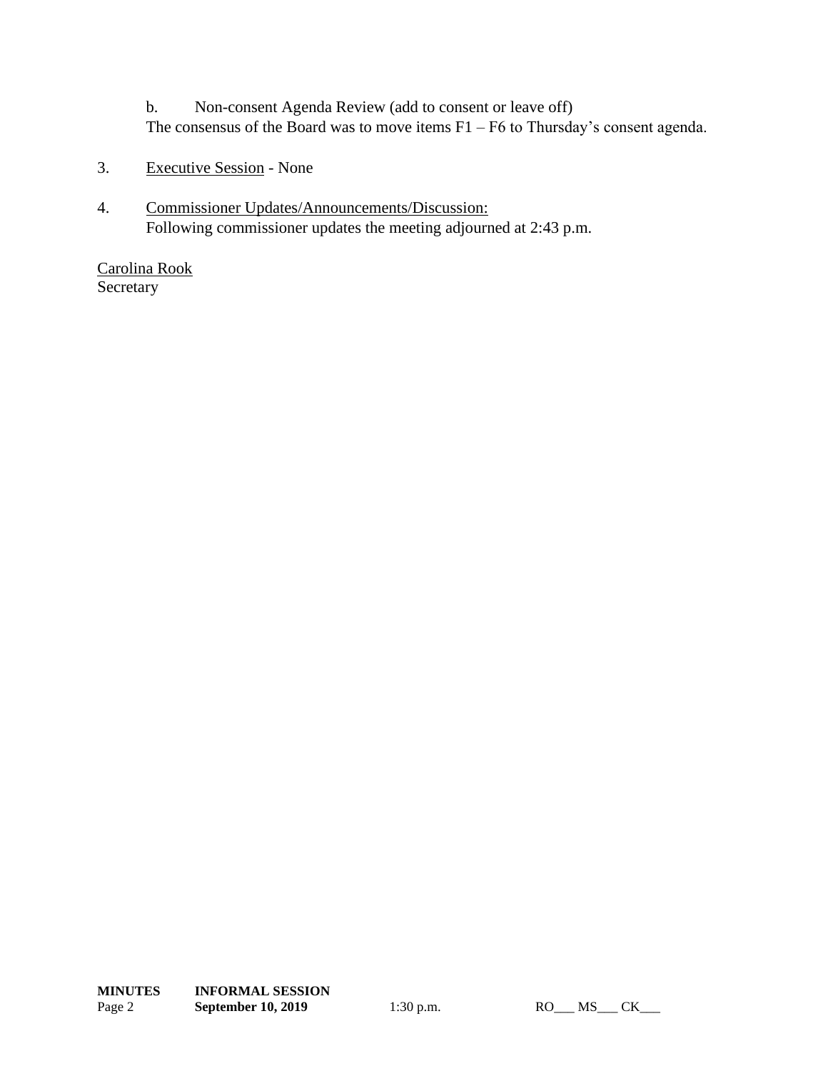b. Non-consent Agenda Review (add to consent or leave off)
The consensus of the Board was to move items F1 – F6 to Thursday's consent agenda.

3. Executive Session - None

4. Commissioner Updates/Announcements/Discussion:
Following commissioner updates the meeting adjourned at 2:43 p.m.

Carolina Rook
Secretary